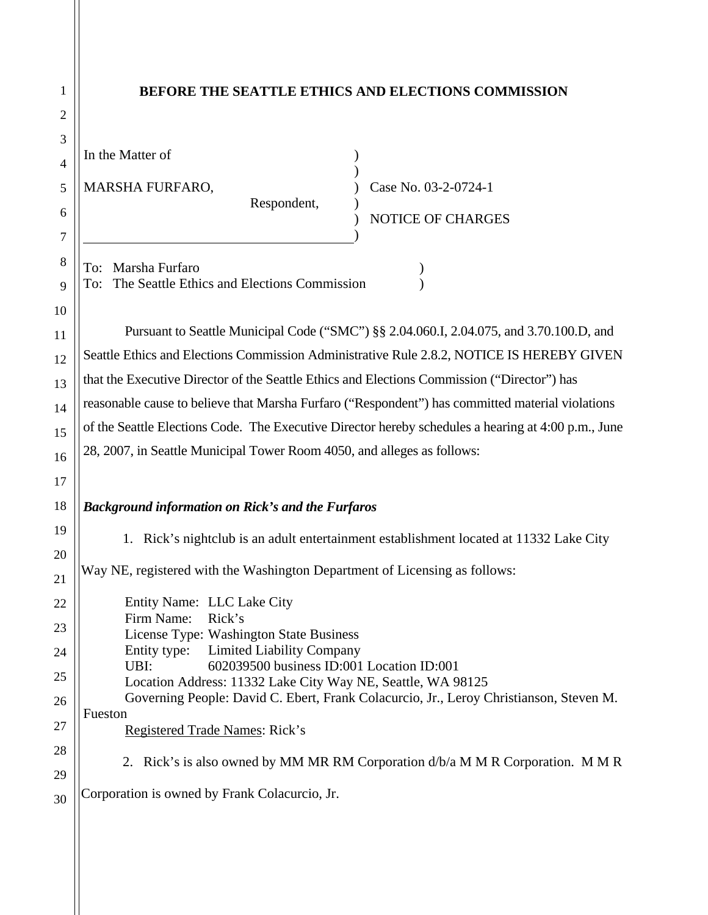**BEFORE THE SEATTLE ETHICS AND ELECTIONS COMMISSION**

In the Matter of

MARSHA FURFARO,
Respondent,

Case No. 03-2-0724-1

NOTICE OF CHARGES

To: Marsha Furfaro
To: The Seattle Ethics and Elections Commission

Pursuant to Seattle Municipal Code ("SMC") §§ 2.04.060.I, 2.04.075, and 3.70.100.D, and Seattle Ethics and Elections Commission Administrative Rule 2.8.2, NOTICE IS HEREBY GIVEN that the Executive Director of the Seattle Ethics and Elections Commission ("Director") has reasonable cause to believe that Marsha Furfaro ("Respondent") has committed material violations of the Seattle Elections Code. The Executive Director hereby schedules a hearing at 4:00 p.m., June 28, 2007, in Seattle Municipal Tower Room 4050, and alleges as follows:

***Background information on Rick's and the Furfaros***

1. Rick's nightclub is an adult entertainment establishment located at 11332 Lake City Way NE, registered with the Washington Department of Licensing as follows:

Entity Name: LLC Lake City
Firm Name: Rick's
License Type: Washington State Business
Entity type: Limited Liability Company
UBI: 602039500 business ID:001 Location ID:001
Location Address: 11332 Lake City Way NE, Seattle, WA 98125
Governing People: David C. Ebert, Frank Colacurcio, Jr., Leroy Christianson, Steven M. Fueston
Registered Trade Names: Rick's

2. Rick's is also owned by MM MR RM Corporation d/b/a M M R Corporation. M M R Corporation is owned by Frank Colacurcio, Jr.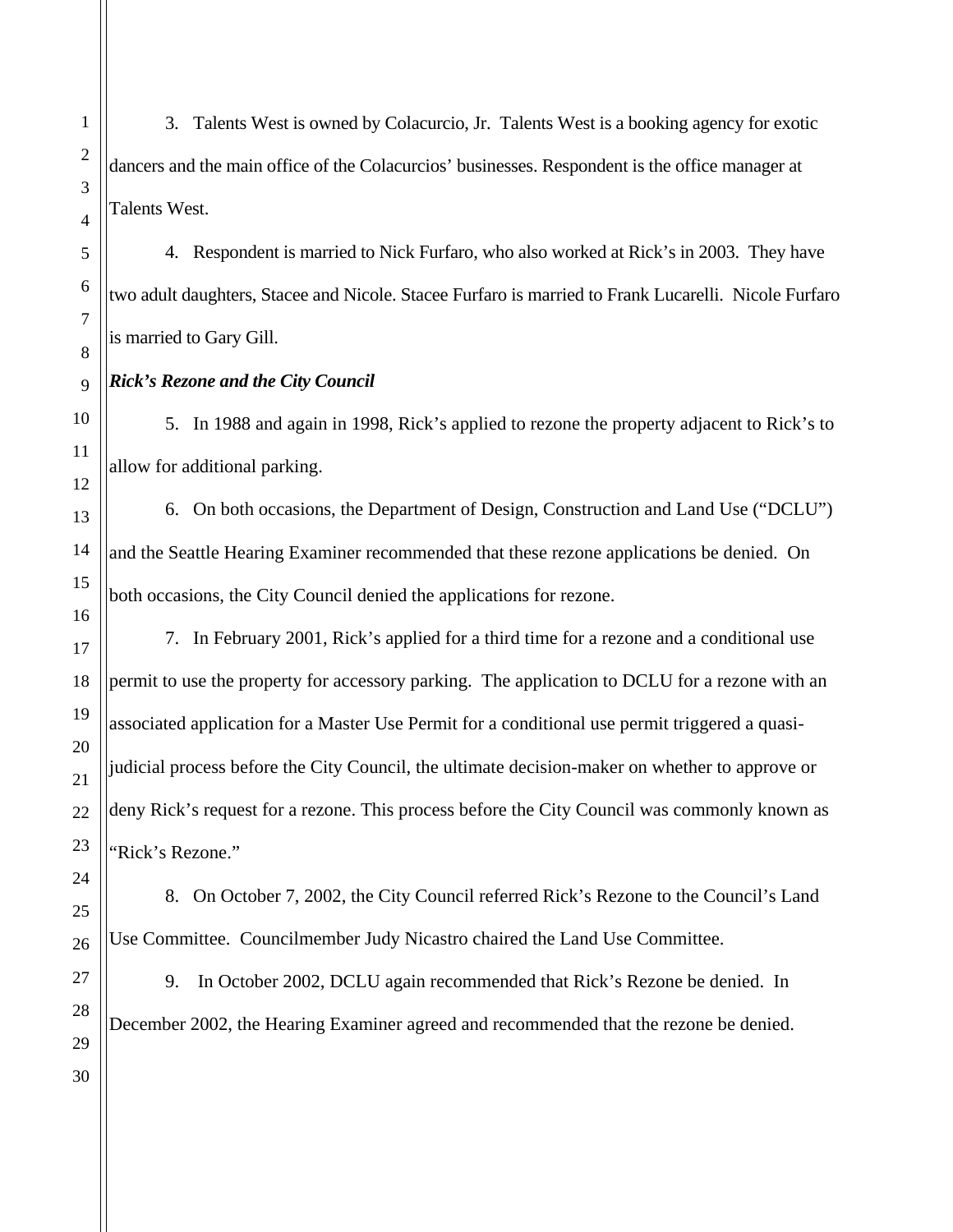3. Talents West is owned by Colacurcio, Jr. Talents West is a booking agency for exotic dancers and the main office of the Colacurcios' businesses. Respondent is the office manager at Talents West.

4. Respondent is married to Nick Furfaro, who also worked at Rick's in 2003. They have two adult daughters, Stacee and Nicole. Stacee Furfaro is married to Frank Lucarelli. Nicole Furfaro is married to Gary Gill.

***Rick's Rezone and the City Council***

5. In 1988 and again in 1998, Rick's applied to rezone the property adjacent to Rick's to allow for additional parking.

6. On both occasions, the Department of Design, Construction and Land Use ("DCLU") and the Seattle Hearing Examiner recommended that these rezone applications be denied. On both occasions, the City Council denied the applications for rezone.

7. In February 2001, Rick's applied for a third time for a rezone and a conditional use permit to use the property for accessory parking. The application to DCLU for a rezone with an associated application for a Master Use Permit for a conditional use permit triggered a quasi-judicial process before the City Council, the ultimate decision-maker on whether to approve or deny Rick's request for a rezone. This process before the City Council was commonly known as "Rick's Rezone."

8. On October 7, 2002, the City Council referred Rick's Rezone to the Council's Land Use Committee. Councilmember Judy Nicastro chaired the Land Use Committee.

9. In October 2002, DCLU again recommended that Rick's Rezone be denied. In December 2002, the Hearing Examiner agreed and recommended that the rezone be denied.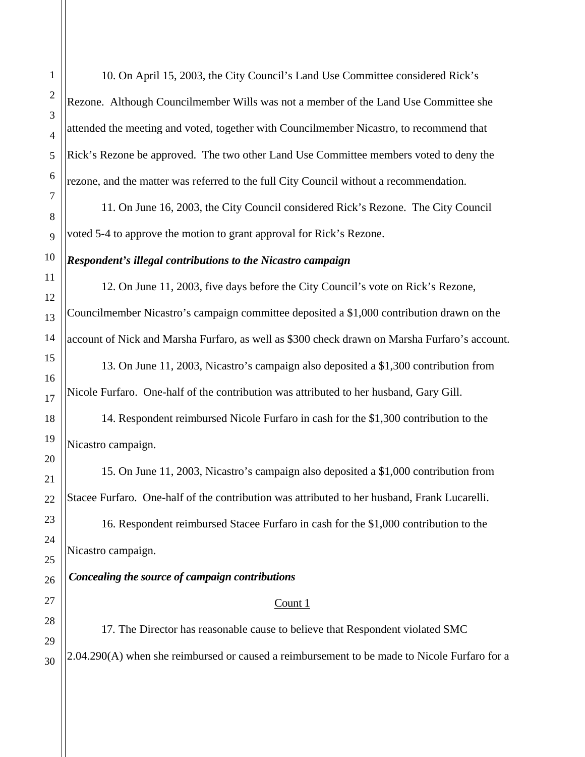10. On April 15, 2003, the City Council's Land Use Committee considered Rick's Rezone. Although Councilmember Wills was not a member of the Land Use Committee she attended the meeting and voted, together with Councilmember Nicastro, to recommend that Rick's Rezone be approved. The two other Land Use Committee members voted to deny the rezone, and the matter was referred to the full City Council without a recommendation.

11. On June 16, 2003, the City Council considered Rick's Rezone. The City Council voted 5-4 to approve the motion to grant approval for Rick's Rezone.

***Respondent's illegal contributions to the Nicastro campaign***

12. On June 11, 2003, five days before the City Council's vote on Rick's Rezone, Councilmember Nicastro's campaign committee deposited a $1,000 contribution drawn on the account of Nick and Marsha Furfaro, as well as $300 check drawn on Marsha Furfaro's account.

13. On June 11, 2003, Nicastro's campaign also deposited a $1,300 contribution from Nicole Furfaro. One-half of the contribution was attributed to her husband, Gary Gill.

14. Respondent reimbursed Nicole Furfaro in cash for the $1,300 contribution to the Nicastro campaign.

15. On June 11, 2003, Nicastro's campaign also deposited a $1,000 contribution from Stacee Furfaro. One-half of the contribution was attributed to her husband, Frank Lucarelli.

16. Respondent reimbursed Stacee Furfaro in cash for the $1,000 contribution to the Nicastro campaign.

***Concealing the source of campaign contributions***

<u>Count 1</u>

17. The Director has reasonable cause to believe that Respondent violated SMC 2.04.290(A) when she reimbursed or caused a reimbursement to be made to Nicole Furfaro for a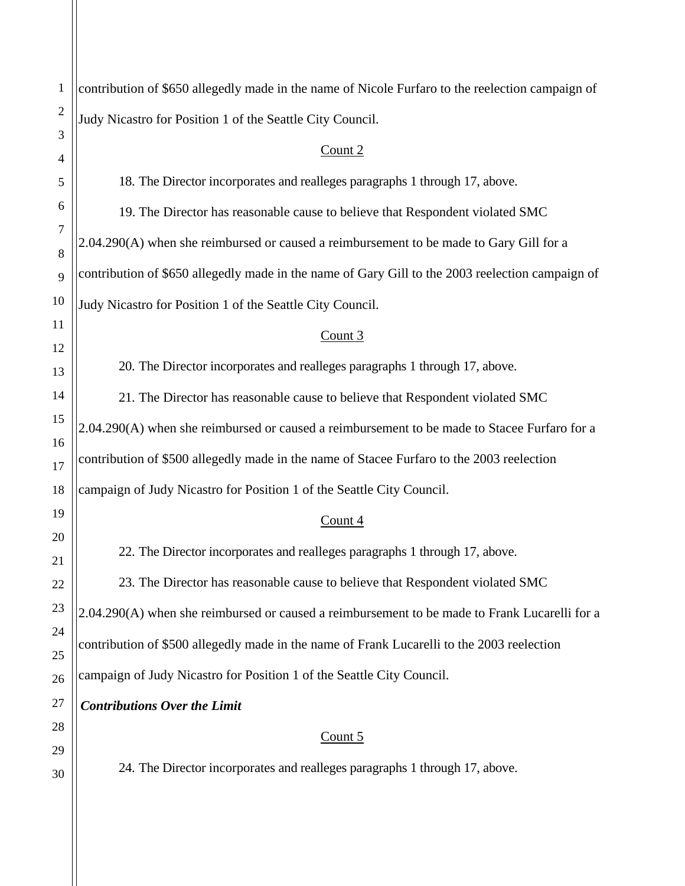contribution of $650 allegedly made in the name of Nicole Furfaro to the reelection campaign of Judy Nicastro for Position 1 of the Seattle City Council.

Count 2

18. The Director incorporates and realleges paragraphs 1 through 17, above.

19. The Director has reasonable cause to believe that Respondent violated SMC 2.04.290(A) when she reimbursed or caused a reimbursement to be made to Gary Gill for a contribution of $650 allegedly made in the name of Gary Gill to the 2003 reelection campaign of Judy Nicastro for Position 1 of the Seattle City Council.

Count 3

20. The Director incorporates and realleges paragraphs 1 through 17, above.

21. The Director has reasonable cause to believe that Respondent violated SMC 2.04.290(A) when she reimbursed or caused a reimbursement to be made to Stacee Furfaro for a contribution of $500 allegedly made in the name of Stacee Furfaro to the 2003 reelection campaign of Judy Nicastro for Position 1 of the Seattle City Council.

Count 4

22. The Director incorporates and realleges paragraphs 1 through 17, above.

23. The Director has reasonable cause to believe that Respondent violated SMC 2.04.290(A) when she reimbursed or caused a reimbursement to be made to Frank Lucarelli for a contribution of $500 allegedly made in the name of Frank Lucarelli to the 2003 reelection campaign of Judy Nicastro for Position 1 of the Seattle City Council.

***Contributions Over the Limit***

Count 5

24. The Director incorporates and realleges paragraphs 1 through 17, above.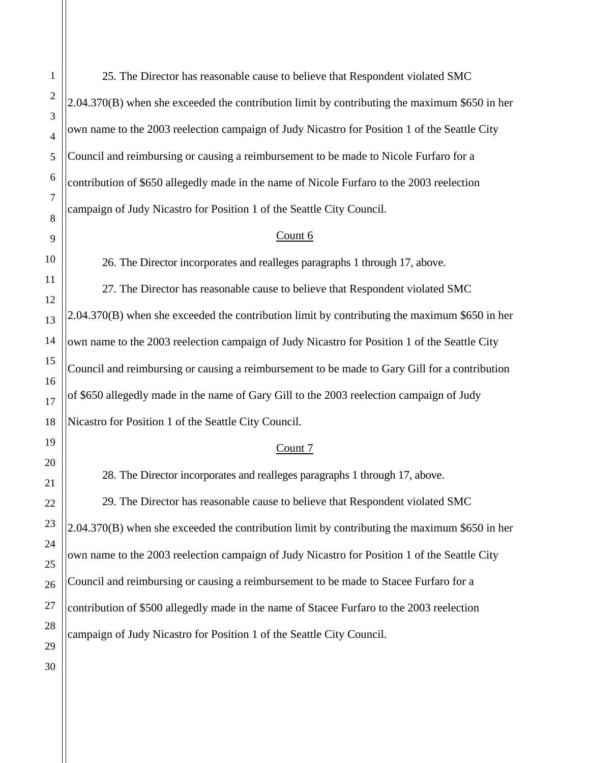25. The Director has reasonable cause to believe that Respondent violated SMC 2.04.370(B) when she exceeded the contribution limit by contributing the maximum $650 in her own name to the 2003 reelection campaign of Judy Nicastro for Position 1 of the Seattle City Council and reimbursing or causing a reimbursement to be made to Nicole Furfaro for a contribution of $650 allegedly made in the name of Nicole Furfaro to the 2003 reelection campaign of Judy Nicastro for Position 1 of the Seattle City Council.

Count 6

26. The Director incorporates and realleges paragraphs 1 through 17, above.

27. The Director has reasonable cause to believe that Respondent violated SMC 2.04.370(B) when she exceeded the contribution limit by contributing the maximum $650 in her own name to the 2003 reelection campaign of Judy Nicastro for Position 1 of the Seattle City Council and reimbursing or causing a reimbursement to be made to Gary Gill for a contribution of $650 allegedly made in the name of Gary Gill to the 2003 reelection campaign of Judy Nicastro for Position 1 of the Seattle City Council.

Count 7

28. The Director incorporates and realleges paragraphs 1 through 17, above.

29. The Director has reasonable cause to believe that Respondent violated SMC 2.04.370(B) when she exceeded the contribution limit by contributing the maximum $650 in her own name to the 2003 reelection campaign of Judy Nicastro for Position 1 of the Seattle City Council and reimbursing or causing a reimbursement to be made to Stacee Furfaro for a contribution of $500 allegedly made in the name of Stacee Furfaro to the 2003 reelection campaign of Judy Nicastro for Position 1 of the Seattle City Council.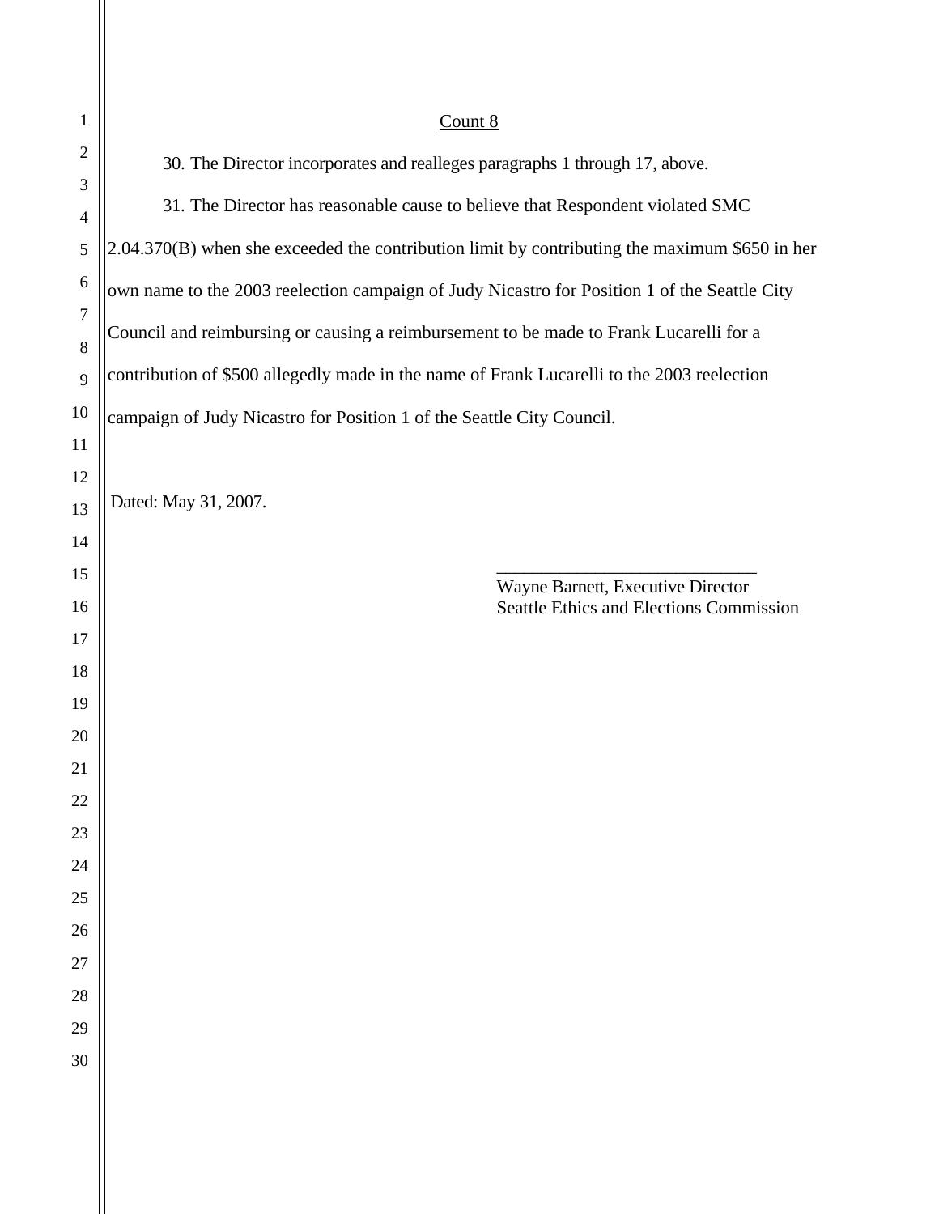Count 8

30. The Director incorporates and realleges paragraphs 1 through 17, above.

31. The Director has reasonable cause to believe that Respondent violated SMC 2.04.370(B) when she exceeded the contribution limit by contributing the maximum $650 in her own name to the 2003 reelection campaign of Judy Nicastro for Position 1 of the Seattle City Council and reimbursing or causing a reimbursement to be made to Frank Lucarelli for a contribution of $500 allegedly made in the name of Frank Lucarelli to the 2003 reelection campaign of Judy Nicastro for Position 1 of the Seattle City Council.

Dated: May 31, 2007.

______________________________
Wayne Barnett, Executive Director
Seattle Ethics and Elections Commission